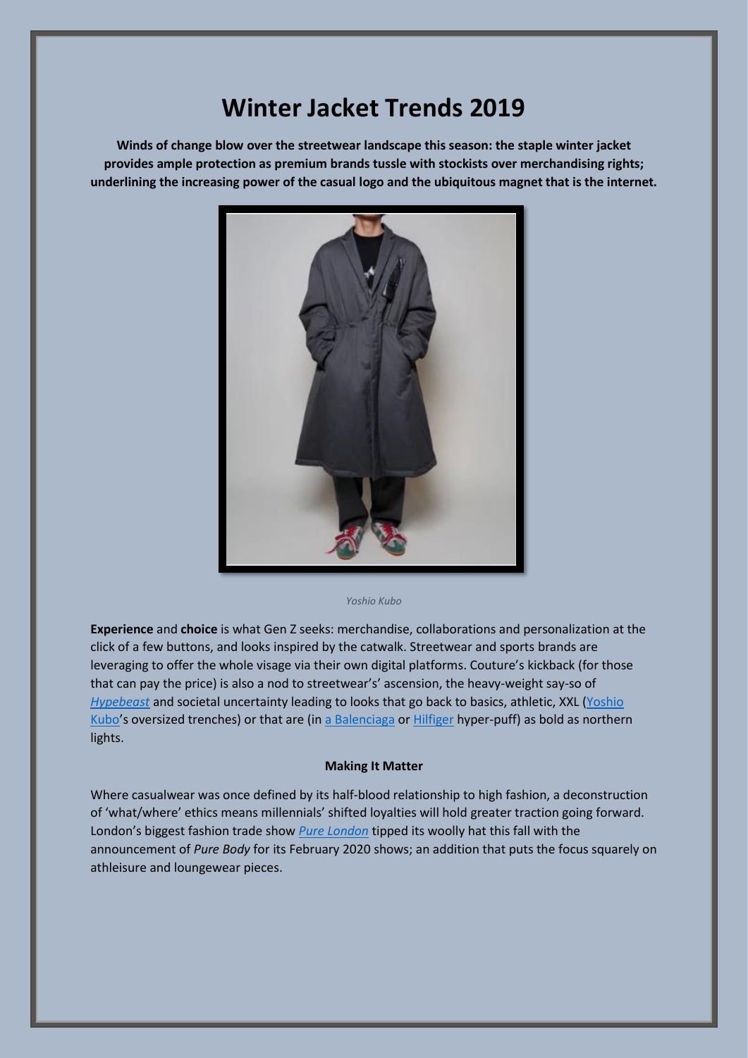# Winter Jacket Trends 2019

**Winds of change blow over the streetwear landscape this season: the staple winter jacket provides ample protection as premium brands tussle with stockists over merchandising rights; underlining the increasing power of the casual logo and the ubiquitous magnet that is the internet.**

*Yoshio Kubo*

**Experience** and **choice** is what Gen Z seeks: merchandise, collaborations and personalization at the click of a few buttons, and looks inspired by the catwalk. Streetwear and sports brands are leveraging to offer the whole visage via their own digital platforms. Couture's kickback (for those that can pay the price) is also a nod to streetwear's' ascension, the heavy-weight say-so of *Hypebeast* and societal uncertainty leading to looks that go back to basics, athletic, XXL (Yoshio Kubo's oversized trenches) or that are (in a Balenciaga or Hilfiger hyper-puff) as bold as northern lights.

### Making It Matter

Where casualwear was once defined by its half-blood relationship to high fashion, a deconstruction of 'what/where' ethics means millennials' shifted loyalties will hold greater traction going forward. London's biggest fashion trade show *Pure London* tipped its woolly hat this fall with the announcement of *Pure Body* for its February 2020 shows; an addition that puts the focus squarely on athleisure and loungewear pieces.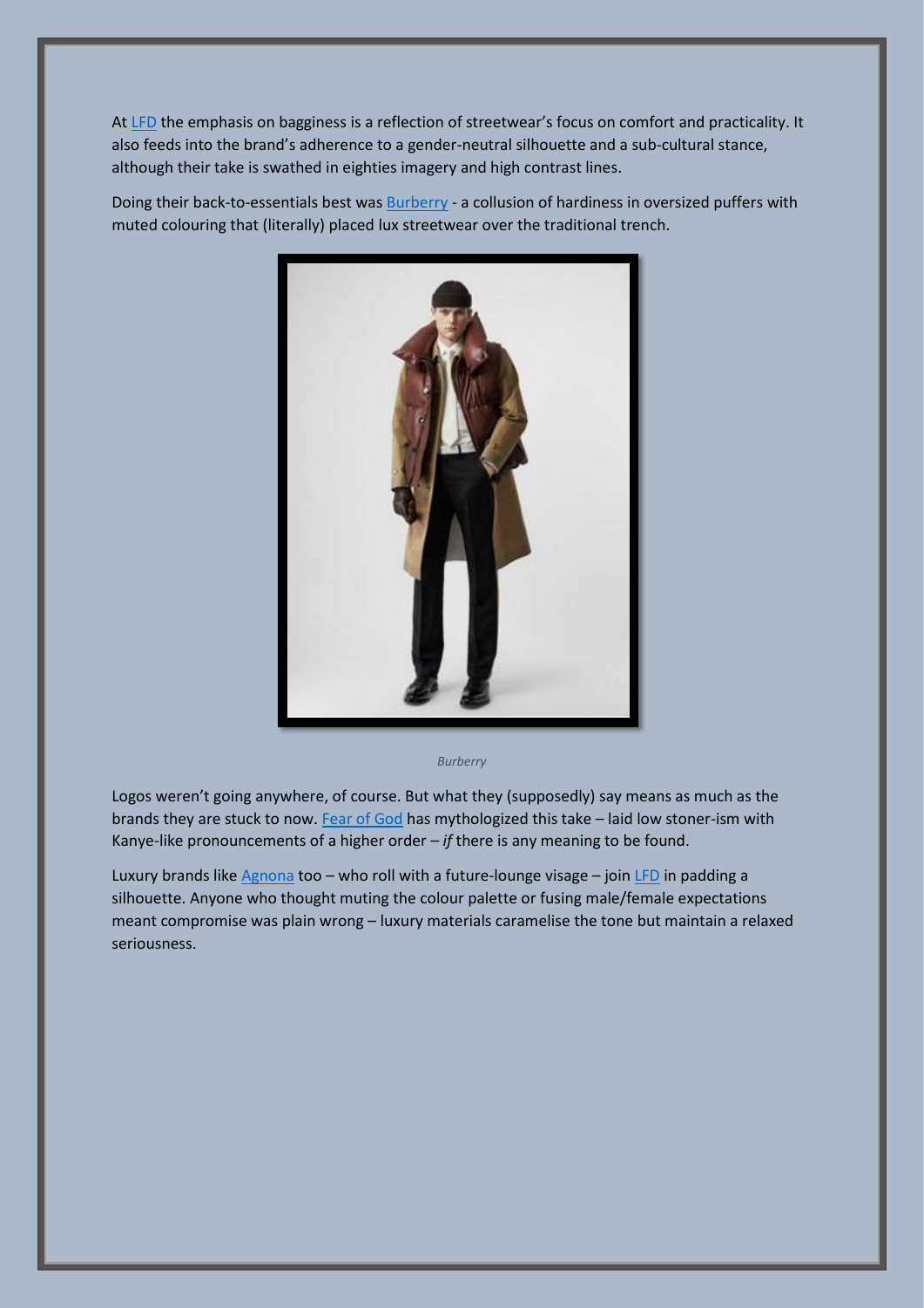At LFD the emphasis on bagginess is a reflection of streetwear's focus on comfort and practicality. It also feeds into the brand's adherence to a gender-neutral silhouette and a sub-cultural stance, although their take is swathed in eighties imagery and high contrast lines.

Doing their back-to-essentials best was Burberry - a collusion of hardiness in oversized puffers with muted colouring that (literally) placed lux streetwear over the traditional trench.

*Burberry*

Logos weren't going anywhere, of course. But what they (supposedly) say means as much as the brands they are stuck to now. Fear of God has mythologized this take – laid low stoner-ism with Kanye-like pronouncements of a higher order – *if* there is any meaning to be found.

Luxury brands like Agnona too – who roll with a future-lounge visage – join LFD in padding a silhouette. Anyone who thought muting the colour palette or fusing male/female expectations meant compromise was plain wrong – luxury materials caramelise the tone but maintain a relaxed seriousness.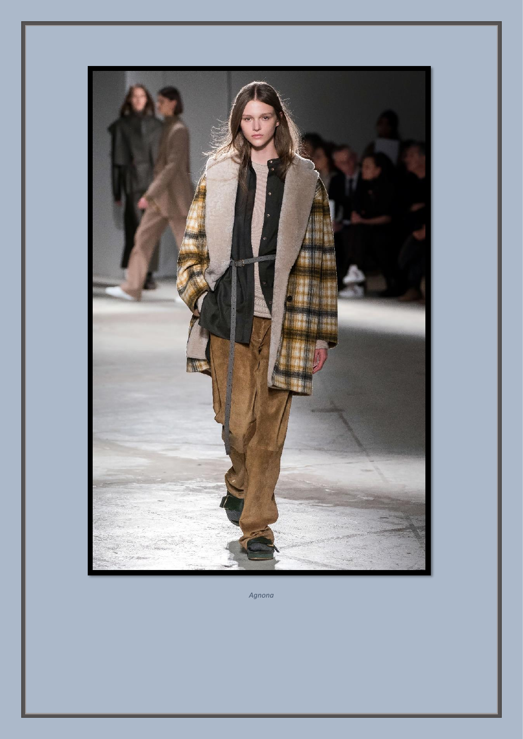*Agnona*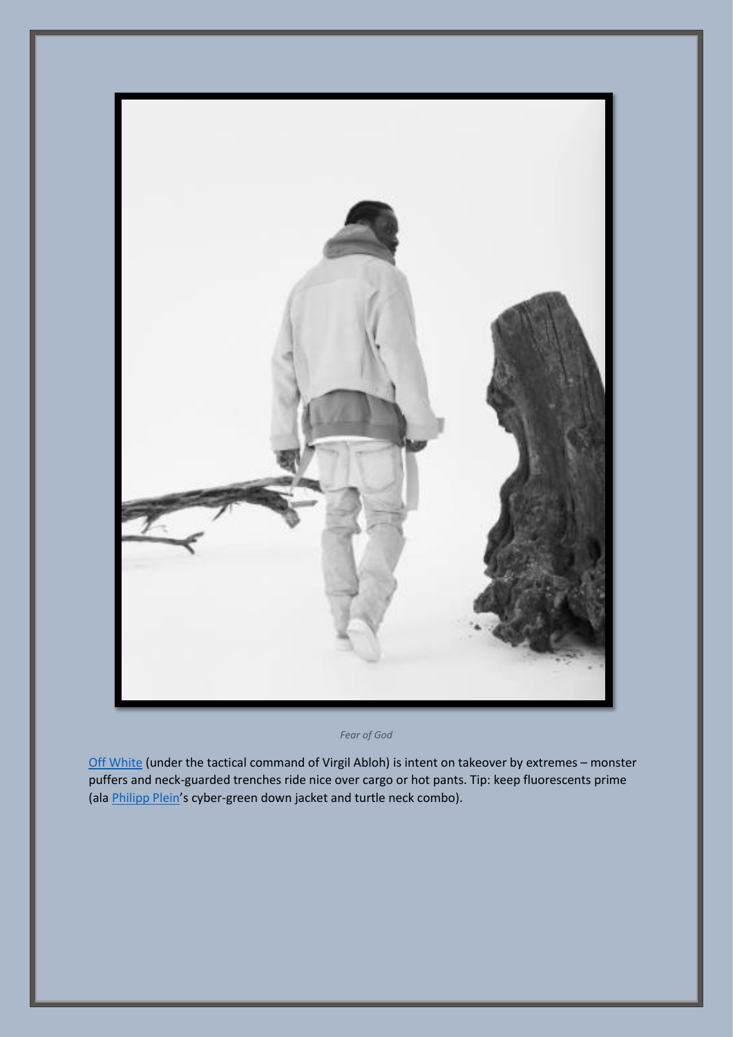*Fear of God*

Off White (under the tactical command of Virgil Abloh) is intent on takeover by extremes – monster puffers and neck-guarded trenches ride nice over cargo or hot pants. Tip: keep fluorescents prime (ala Philipp Plein's cyber-green down jacket and turtle neck combo).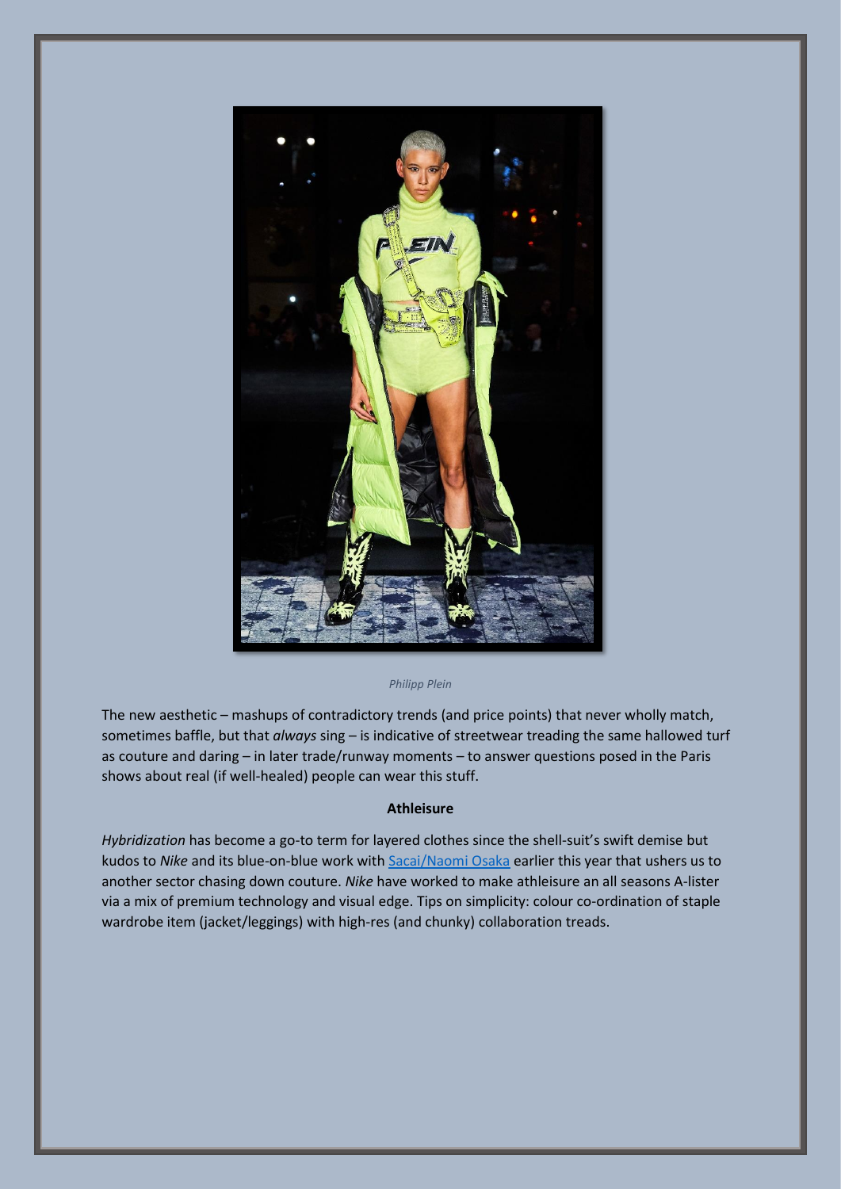*Philipp Plein*

The new aesthetic – mashups of contradictory trends (and price points) that never wholly match, sometimes baffle, but that *always* sing – is indicative of streetwear treading the same hallowed turf as couture and daring – in later trade/runway moments – to answer questions posed in the Paris shows about real (if well-healed) people can wear this stuff.

**Athleisure**

*Hybridization* has become a go-to term for layered clothes since the shell-suit's swift demise but kudos to *Nike* and its blue-on-blue work with Sacai/Naomi Osaka earlier this year that ushers us to another sector chasing down couture. *Nike* have worked to make athleisure an all seasons A-lister via a mix of premium technology and visual edge. Tips on simplicity: colour co-ordination of staple wardrobe item (jacket/leggings) with high-res (and chunky) collaboration treads.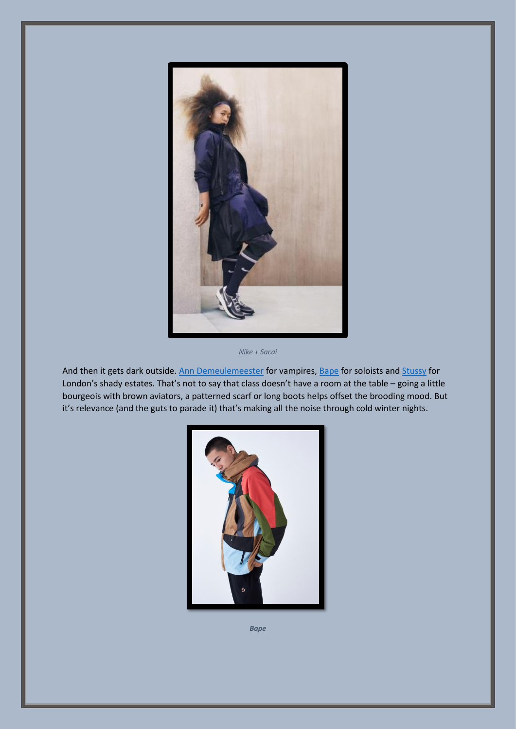*Nike + Sacai*

And then it gets dark outside. [Ann Demeulemeester](#) for vampires, [Bape](#) for soloists and [Stussy](#) for London's shady estates. That's not to say that class doesn't have a room at the table – going a little bourgeois with brown aviators, a patterned scarf or long boots helps offset the brooding mood. But it's relevance (and the guts to parade it) that's making all the noise through cold winter nights.

***Bape***